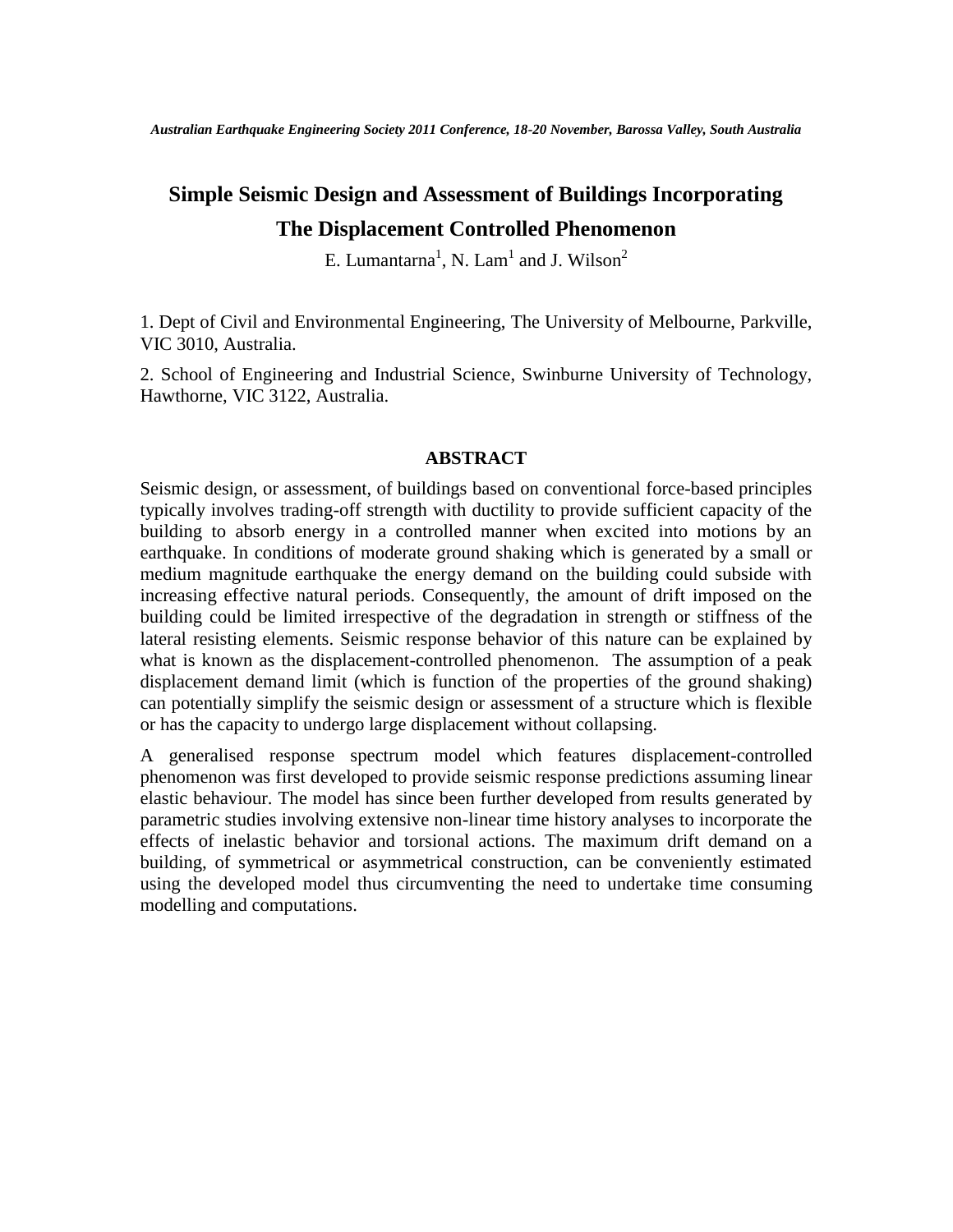# Simple Seismic Design and Assessment of Buildings Incorporating The Displacement Controlled Phenomenon

E. Lumantarna[1], N. Lam[1] and J. Wilson[2]

1. Dept of Civil and Environmental Engineering, The University of Melbourne, Parkville, VIC 3010, Australia.

2. School of Engineering and Industrial Science, Swinburne University of Technology, Hawthorne, VIC 3122, Australia.

## ABSTRACT

Seismic design, or assessment, of buildings based on conventional force-based principles typically involves trading-off strength with ductility to provide sufficient capacity of the building to absorb energy in a controlled manner when excited into motions by an earthquake. In conditions of moderate ground shaking which is generated by a small or medium magnitude earthquake the energy demand on the building could subside with increasing effective natural periods. Consequently, the amount of drift imposed on the building could be limited irrespective of the degradation in strength or stiffness of the lateral resisting elements. Seismic response behavior of this nature can be explained by what is known as the displacement-controlled phenomenon. The assumption of a peak displacement demand limit (which is function of the properties of the ground shaking) can potentially simplify the seismic design or assessment of a structure which is flexible or has the capacity to undergo large displacement without collapsing.

A generalised response spectrum model which features displacement-controlled phenomenon was first developed to provide seismic response predictions assuming linear elastic behaviour. The model has since been further developed from results generated by parametric studies involving extensive non-linear time history analyses to incorporate the effects of inelastic behavior and torsional actions. The maximum drift demand on a building, of symmetrical or asymmetrical construction, can be conveniently estimated using the developed model thus circumventing the need to undertake time consuming modelling and computations.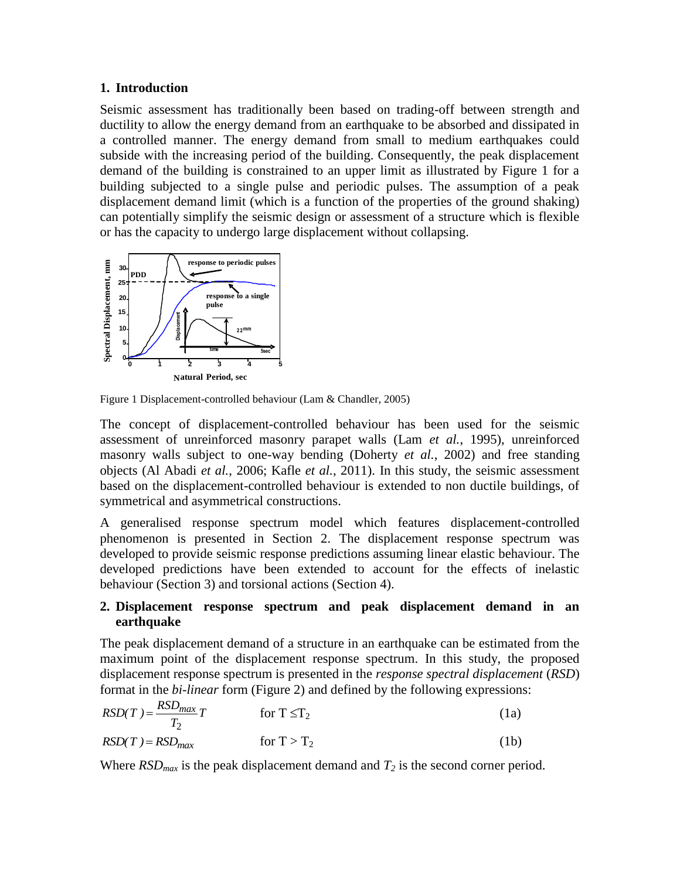## 1. Introduction

Seismic assessment has traditionally been based on trading-off between strength and ductility to allow the energy demand from an earthquake to be absorbed and dissipated in a controlled manner. The energy demand from small to medium earthquakes could subside with the increasing period of the building. Consequently, the peak displacement demand of the building is constrained to an upper limit as illustrated by Figure 1 for a building subjected to a single pulse and periodic pulses. The assumption of a peak displacement demand limit (which is a function of the properties of the ground shaking) can potentially simplify the seismic design or assessment of a structure which is flexible or has the capacity to undergo large displacement without collapsing.

Figure 1 Displacement-controlled behaviour (Lam & Chandler, 2005)

The concept of displacement-controlled behaviour has been used for the seismic assessment of unreinforced masonry parapet walls (Lam *et al.*, 1995), unreinforced masonry walls subject to one-way bending (Doherty *et al.*, 2002) and free standing objects (Al Abadi *et al.*, 2006; Kafle *et al.*, 2011). In this study, the seismic assessment based on the displacement-controlled behaviour is extended to non ductile buildings, of symmetrical and asymmetrical constructions.

A generalised response spectrum model which features displacement-controlled phenomenon is presented in Section 2. The displacement response spectrum was developed to provide seismic response predictions assuming linear elastic behaviour. The developed predictions have been extended to account for the effects of inelastic behaviour (Section 3) and torsional actions (Section 4).

## 2. Displacement response spectrum and peak displacement demand in an earthquake

The peak displacement demand of a structure in an earthquake can be estimated from the maximum point of the displacement response spectrum. In this study, the proposed displacement response spectrum is presented in the *response spectral displacement* (*RSD*) format in the *bi-linear* form (Figure 2) and defined by the following expressions:

$$RSD(T) = \frac{RSD_{max}}{T_2} T \qquad \text{for } T \leq T_2 \qquad (1a)$$

$$RSD(T) = RSD_{max} \qquad \text{for } T > T_2 \qquad (1b)$$

Where $RSD_{max}$ is the peak displacement demand and $T_2$ is the second corner period.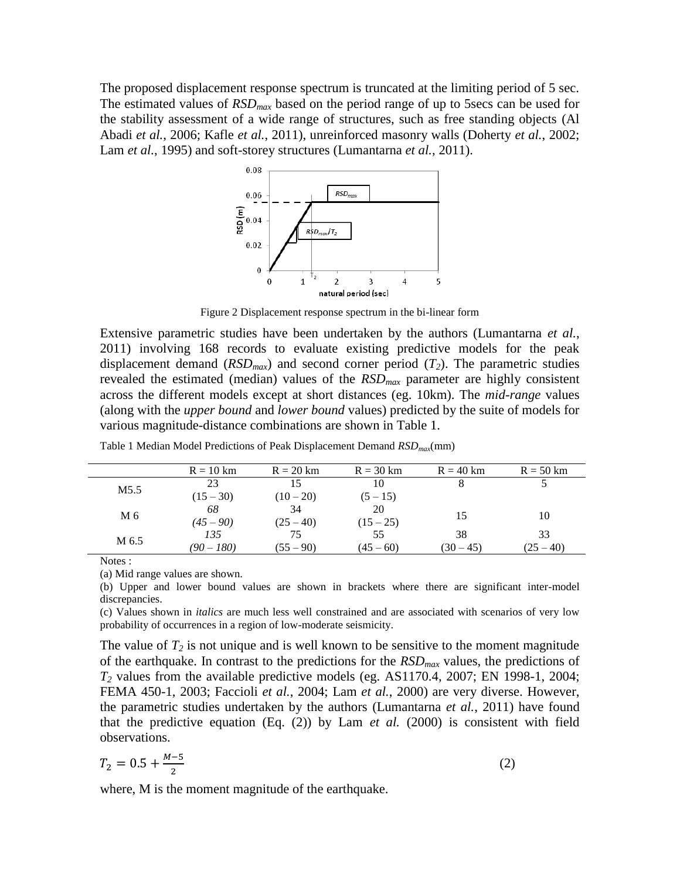The proposed displacement response spectrum is truncated at the limiting period of 5 sec. The estimated values of $RSD_{max}$ based on the period range of up to 5secs can be used for the stability assessment of a wide range of structures, such as free standing objects (Al Abadi *et al.*, 2006; Kafle *et al.*, 2011), unreinforced masonry walls (Doherty *et al.*, 2002; Lam *et al.*, 1995) and soft-storey structures (Lumantarna *et al.*, 2011).

Figure 2 Displacement response spectrum in the bi-linear form

Extensive parametric studies have been undertaken by the authors (Lumantarna *et al.*, 2011) involving 168 records to evaluate existing predictive models for the peak displacement demand ($RSD_{max}$) and second corner period ($T_2$). The parametric studies revealed the estimated (median) values of the $RSD_{max}$ parameter are highly consistent across the different models except at short distances (eg. 10km). The *mid-range* values (along with the *upper bound* and *lower bound* values) predicted by the suite of models for various magnitude-distance combinations are shown in Table 1.

Table 1 Median Model Predictions of Peak Displacement Demand $RSD_{max}$(mm)

| | R = 10 km | R = 20 km | R = 30 km | R = 40 km | R = 50 km |
|---|---|---|---|---|---|
| M5.5 | 23<br>(15 – 30) | 15<br>(10 – 20) | 10<br>(5 – 15) | 8 | 5 |
| M 6 | *68*<br>*(45 – 90)* | 34<br>(25 – 40) | 20<br>(15 – 25) | 15 | 10 |
| M 6.5 | *135*<br>*(90 – 180)* | 75<br>(55 – 90) | 55<br>(45 – 60) | 38<br>(30 – 45) | 33<br>(25 – 40) |

Notes :

(a) Mid range values are shown.

(b) Upper and lower bound values are shown in brackets where there are significant inter-model discrepancies.

(c) Values shown in *italics* are much less well constrained and are associated with scenarios of very low probability of occurrences in a region of low-moderate seismicity.

The value of $T_2$ is not unique and is well known to be sensitive to the moment magnitude of the earthquake. In contrast to the predictions for the $RSD_{max}$ values, the predictions of $T_2$ values from the available predictive models (eg. AS1170.4, 2007; EN 1998-1, 2004; FEMA 450-1, 2003; Faccioli *et al.*, 2004; Lam *et al.*, 2000) are very diverse. However, the parametric studies undertaken by the authors (Lumantarna *et al.*, 2011) have found that the predictive equation (Eq. (2)) by Lam *et al.* (2000) is consistent with field observations.

$$T_2 = 0.5 + \frac{M-5}{2} \qquad (2)$$

where, M is the moment magnitude of the earthquake.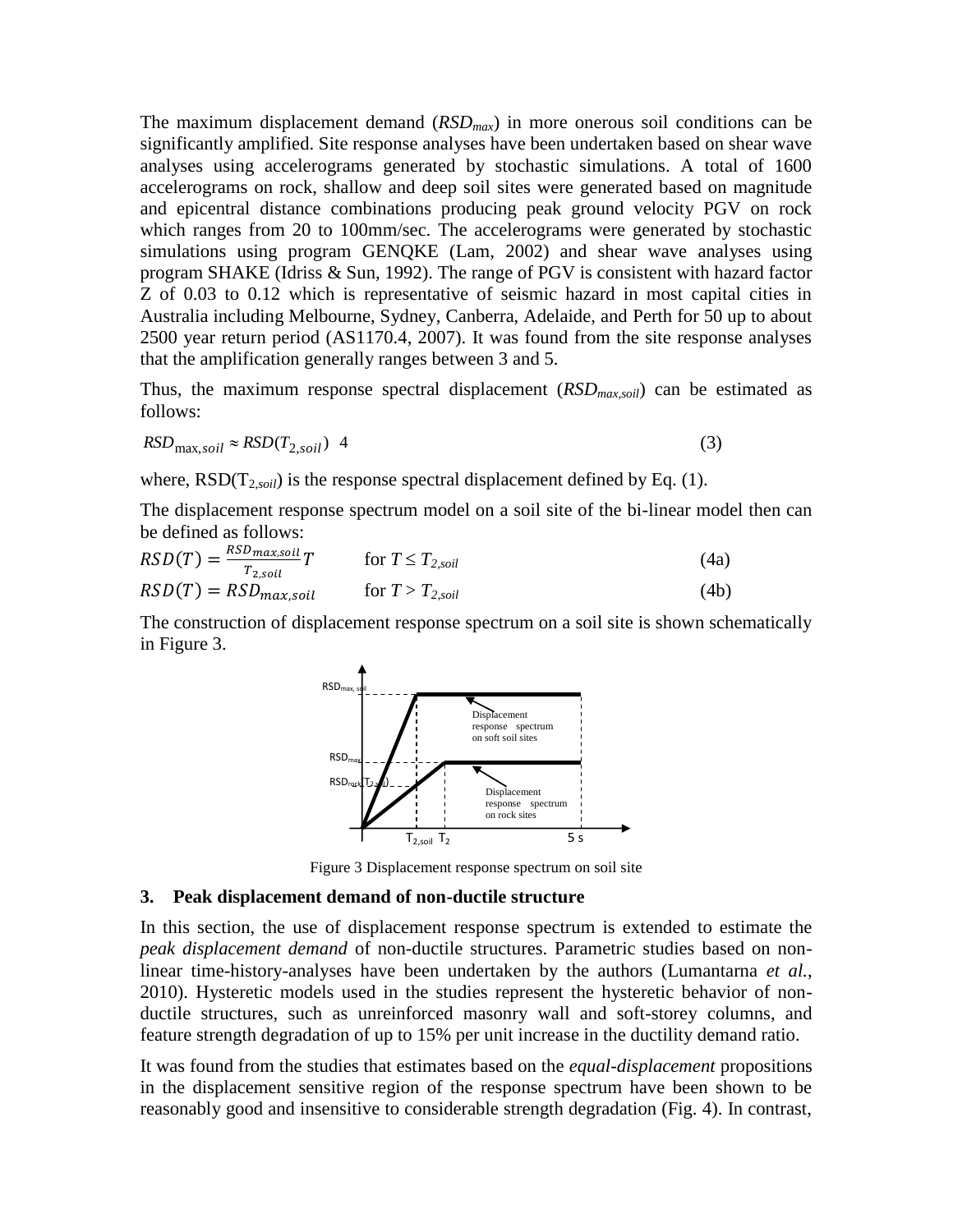The maximum displacement demand ($RSD_{max}$) in more onerous soil conditions can be significantly amplified. Site response analyses have been undertaken based on shear wave analyses using accelerograms generated by stochastic simulations. A total of 1600 accelerograms on rock, shallow and deep soil sites were generated based on magnitude and epicentral distance combinations producing peak ground velocity PGV on rock which ranges from 20 to 100mm/sec. The accelerograms were generated by stochastic simulations using program GENQKE (Lam, 2002) and shear wave analyses using program SHAKE (Idriss & Sun, 1992). The range of PGV is consistent with hazard factor Z of 0.03 to 0.12 which is representative of seismic hazard in most capital cities in Australia including Melbourne, Sydney, Canberra, Adelaide, and Perth for 50 up to about 2500 year return period (AS1170.4, 2007). It was found from the site response analyses that the amplification generally ranges between 3 and 5.

Thus, the maximum response spectral displacement ($RSD_{max,soil}$) can be estimated as follows:

$$RSD_{\max,soil} \approx RSD(T_{2,soil}) \ \ 4 \tag{3}$$

where, $RSD(T_{2,soil})$ is the response spectral displacement defined by Eq. (1).

The displacement response spectrum model on a soil site of the bi-linear model then can be defined as follows:

$$RSD(T) = \frac{RSD_{max,soil}}{T_{2,soil}} T \qquad \text{for } T \leq T_{2,soil} \tag{4a}$$

$$RSD(T) = RSD_{max,soil} \qquad \text{for } T > T_{2,soil} \tag{4b}$$

The construction of displacement response spectrum on a soil site is shown schematically in Figure 3.

Figure 3 Displacement response spectrum on soil site

## 3. Peak displacement demand of non-ductile structure

In this section, the use of displacement response spectrum is extended to estimate the *peak displacement demand* of non-ductile structures. Parametric studies based on non-linear time-history-analyses have been undertaken by the authors (Lumantarna *et al.*, 2010). Hysteretic models used in the studies represent the hysteretic behavior of non-ductile structures, such as unreinforced masonry wall and soft-storey columns, and feature strength degradation of up to 15% per unit increase in the ductility demand ratio.

It was found from the studies that estimates based on the *equal-displacement* propositions in the displacement sensitive region of the response spectrum have been shown to be reasonably good and insensitive to considerable strength degradation (Fig. 4). In contrast,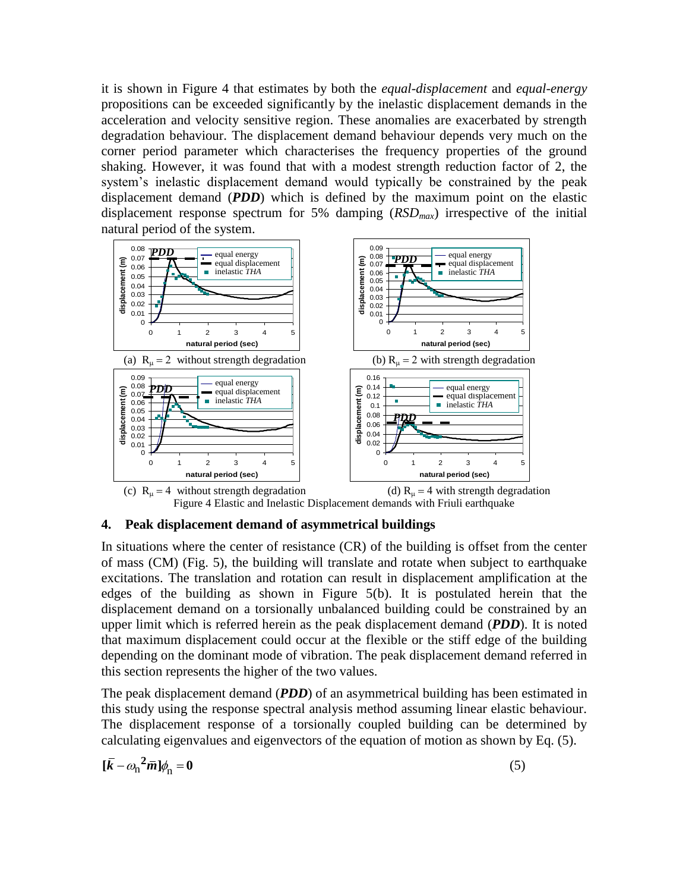it is shown in Figure 4 that estimates by both the *equal-displacement* and *equal-energy* propositions can be exceeded significantly by the inelastic displacement demands in the acceleration and velocity sensitive region. These anomalies are exacerbated by strength degradation behaviour. The displacement demand behaviour depends very much on the corner period parameter which characterises the frequency properties of the ground shaking. However, it was found that with a modest strength reduction factor of 2, the system's inelastic displacement demand would typically be constrained by the peak displacement demand (***PDD***) which is defined by the maximum point on the elastic displacement response spectrum for 5% damping ($RSD_{max}$) irrespective of the initial natural period of the system.

(a) $R_\mu = 2$ without strength degradation

(b) $R_\mu = 2$ with strength degradation

(c) $R_\mu = 4$ without strength degradation

(d) $R_\mu = 4$ with strength degradation

Figure 4 Elastic and Inelastic Displacement demands with Friuli earthquake

## 4. Peak displacement demand of asymmetrical buildings

In situations where the center of resistance (CR) of the building is offset from the center of mass (CM) (Fig. 5), the building will translate and rotate when subject to earthquake excitations. The translation and rotation can result in displacement amplification at the edges of the building as shown in Figure 5(b). It is postulated herein that the displacement demand on a torsionally unbalanced building could be constrained by an upper limit which is referred herein as the peak displacement demand (***PDD***). It is noted that maximum displacement could occur at the flexible or the stiff edge of the building depending on the dominant mode of vibration. The peak displacement demand referred in this section represents the higher of the two values.

The peak displacement demand (***PDD***) of an asymmetrical building has been estimated in this study using the response spectral analysis method assuming linear elastic behaviour. The displacement response of a torsionally coupled building can be determined by calculating eigenvalues and eigenvectors of the equation of motion as shown by Eq. (5).

$$[\bar{k} - \omega_n^2 \bar{m}]\phi_n = 0 \qquad (5)$$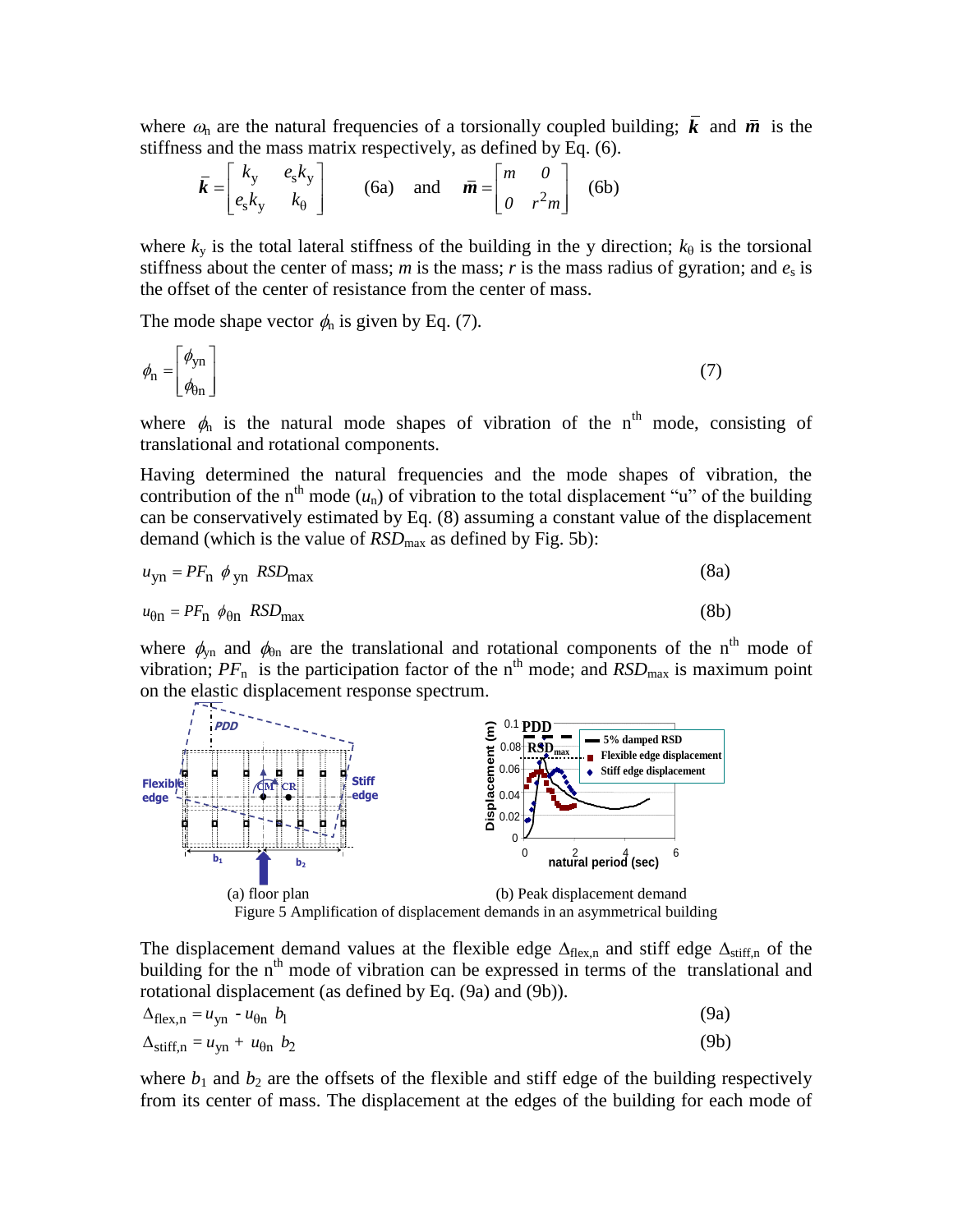where $\omega_n$ are the natural frequencies of a torsionally coupled building; $\bar{\boldsymbol{k}}$ and $\bar{\boldsymbol{m}}$ is the stiffness and the mass matrix respectively, as defined by Eq. (6).

$$\bar{\boldsymbol{k}} = \begin{bmatrix} k_y & e_s k_y \\ e_s k_y & k_\theta \end{bmatrix} \quad (6a) \quad \text{and} \quad \bar{\boldsymbol{m}} = \begin{bmatrix} m & 0 \\ 0 & r^2 m \end{bmatrix} \quad (6b)$$

where $k_y$ is the total lateral stiffness of the building in the y direction; $k_\theta$ is the torsional stiffness about the center of mass; $m$ is the mass; $r$ is the mass radius of gyration; and $e_s$ is the offset of the center of resistance from the center of mass.

The mode shape vector $\phi_n$ is given by Eq. (7).

$$\phi_n = \begin{bmatrix} \phi_{yn} \\ \phi_{\theta n} \end{bmatrix} \tag{7}$$

where $\phi_n$ is the natural mode shapes of vibration of the n[th] mode, consisting of translational and rotational components.

Having determined the natural frequencies and the mode shapes of vibration, the contribution of the n[th] mode ($u_n$) of vibration to the total displacement "u" of the building can be conservatively estimated by Eq. (8) assuming a constant value of the displacement demand (which is the value of $RSD_{max}$ as defined by Fig. 5b):

$$u_{yn} = PF_n \ \phi_{yn} \ RSD_{max} \tag{8a}$$

$$u_{\theta n} = PF_n \ \phi_{\theta n} \ RSD_{max} \tag{8b}$$

where $\phi_{yn}$ and $\phi_{\theta n}$ are the translational and rotational components of the n[th] mode of vibration; $PF_n$ is the participation factor of the n[th] mode; and $RSD_{max}$ is maximum point on the elastic displacement response spectrum.

(a) floor plan (b) Peak displacement demand

Figure 5 Amplification of displacement demands in an asymmetrical building

The displacement demand values at the flexible edge $\Delta_{flex,n}$ and stiff edge $\Delta_{stiff,n}$ of the building for the n[th] mode of vibration can be expressed in terms of the translational and rotational displacement (as defined by Eq. (9a) and (9b)).

$$\Delta_{flex,n} = u_{yn} - u_{\theta n} \ b_1 \tag{9a}$$

$$\Delta_{stiff,n} = u_{yn} + u_{\theta n} \ b_2 \tag{9b}$$

where $b_1$ and $b_2$ are the offsets of the flexible and stiff edge of the building respectively from its center of mass. The displacement at the edges of the building for each mode of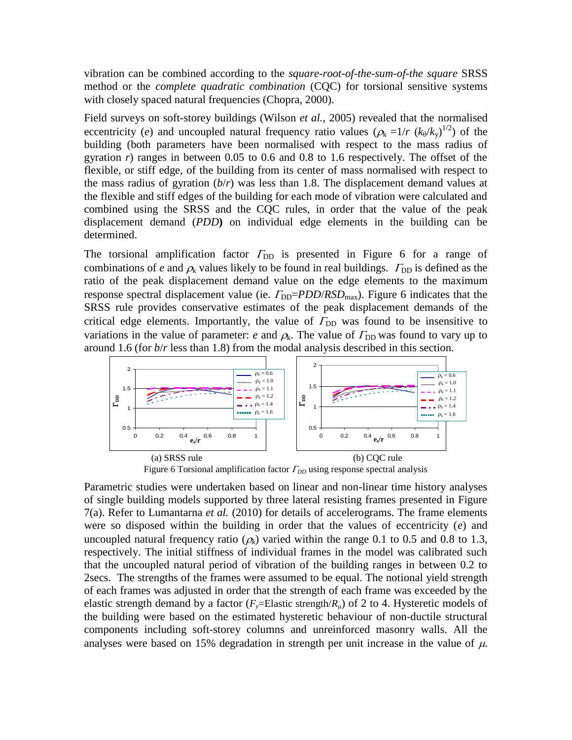vibration can be combined according to the *square-root-of-the-sum-of-the square* SRSS method or the *complete quadratic combination* (CQC) for torsional sensitive systems with closely spaced natural frequencies (Chopra, 2000).

Field surveys on soft-storey buildings (Wilson *et al.*, 2005) revealed that the normalised eccentricity ($e$) and uncoupled natural frequency ratio values ($\rho_k = 1/r\ (k_\theta/k_y)^{1/2}$) of the building (both parameters have been normalised with respect to the mass radius of gyration $r$) ranges in between 0.05 to 0.6 and 0.8 to 1.6 respectively. The offset of the flexible, or stiff edge, of the building from its center of mass normalised with respect to the mass radius of gyration ($b/r$) was less than 1.8. The displacement demand values at the flexible and stiff edges of the building for each mode of vibration were calculated and combined using the SRSS and the CQC rules, in order that the value of the peak displacement demand (*PDD*) on individual edge elements in the building can be determined.

The torsional amplification factor $\Gamma_{DD}$ is presented in Figure 6 for a range of combinations of $e$ and $\rho_k$ values likely to be found in real buildings. $\Gamma_{DD}$ is defined as the ratio of the peak displacement demand value on the edge elements to the maximum response spectral displacement value (ie. $\Gamma_{DD}=PDD/RSD_{max}$). Figure 6 indicates that the SRSS rule provides conservative estimates of the peak displacement demands of the critical edge elements. Importantly, the value of $\Gamma_{DD}$ was found to be insensitive to variations in the value of parameter: $e$ and $\rho_k$. The value of $\Gamma_{DD}$ was found to vary up to around 1.6 (for $b/r$ less than 1.8) from the modal analysis described in this section.

(a) SRSS rule (b) CQC rule

Figure 6 Torsional amplification factor $\Gamma_{DD}$ using response spectral analysis

Parametric studies were undertaken based on linear and non-linear time history analyses of single building models supported by three lateral resisting frames presented in Figure 7(a). Refer to Lumantarna *et al.* (2010) for details of accelerograms. The frame elements were so disposed within the building in order that the values of eccentricity ($e$) and uncoupled natural frequency ratio ($\rho_k$) varied within the range 0.1 to 0.5 and 0.8 to 1.3, respectively. The initial stiffness of individual frames in the model was calibrated such that the uncoupled natural period of vibration of the building ranges in between 0.2 to 2secs. The strengths of the frames were assumed to be equal. The notional yield strength of each frames was adjusted in order that the strength of each frame was exceeded by the elastic strength demand by a factor ($F_y$=Elastic strength/$R_\mu$) of 2 to 4. Hysteretic models of the building were based on the estimated hysteretic behaviour of non-ductile structural components including soft-storey columns and unreinforced masonry walls. All the analyses were based on 15% degradation in strength per unit increase in the value of $\mu$.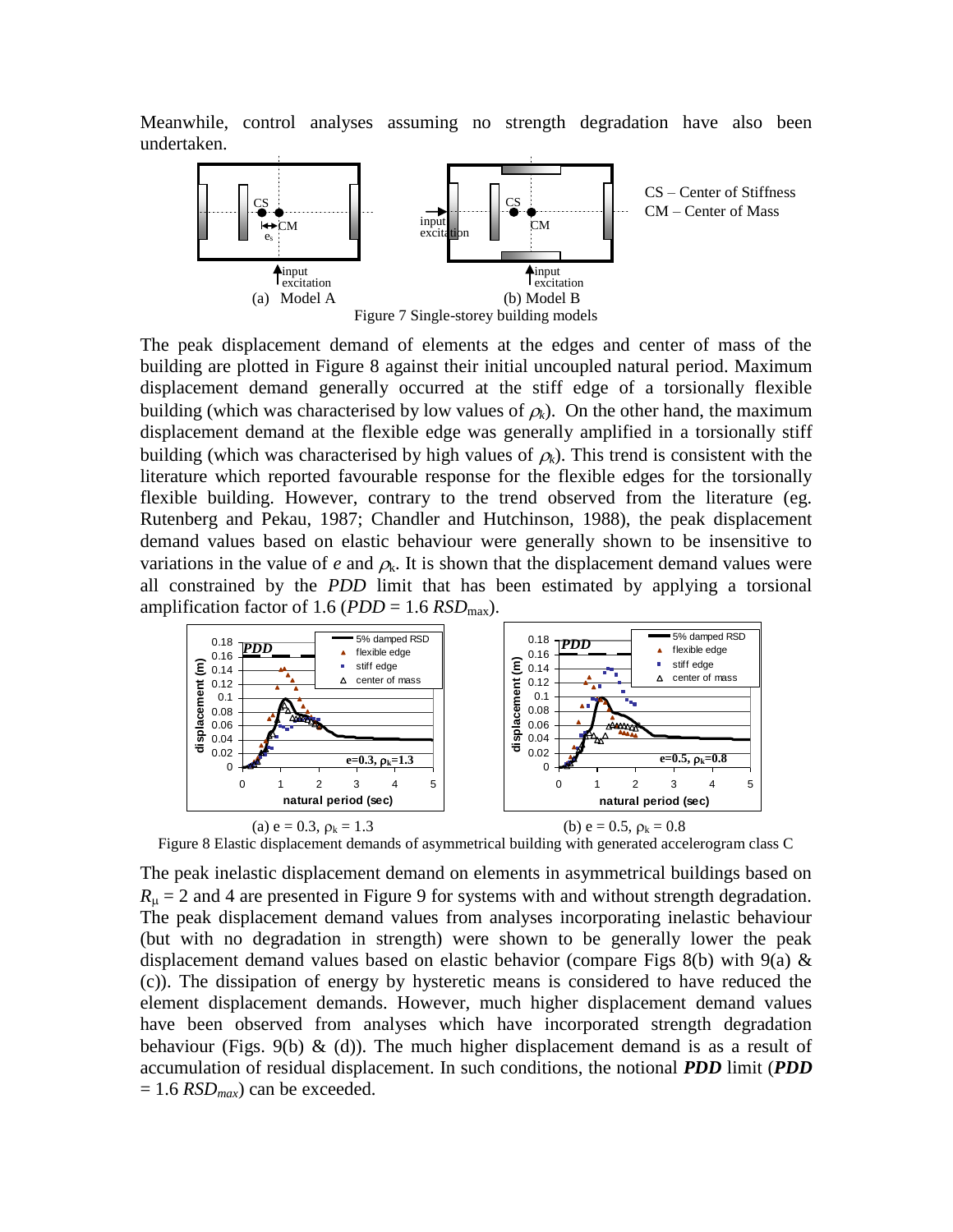Meanwhile, control analyses assuming no strength degradation have also been undertaken.

Figure 7 Single-storey building models

The peak displacement demand of elements at the edges and center of mass of the building are plotted in Figure 8 against their initial uncoupled natural period. Maximum displacement demand generally occurred at the stiff edge of a torsionally flexible building (which was characterised by low values of $\rho_k$). On the other hand, the maximum displacement demand at the flexible edge was generally amplified in a torsionally stiff building (which was characterised by high values of $\rho_k$). This trend is consistent with the literature which reported favourable response for the flexible edges for the torsionally flexible building. However, contrary to the trend observed from the literature (eg. Rutenberg and Pekau, 1987; Chandler and Hutchinson, 1988), the peak displacement demand values based on elastic behaviour were generally shown to be insensitive to variations in the value of $e$ and $\rho_k$. It is shown that the displacement demand values were all constrained by the *PDD* limit that has been estimated by applying a torsional amplification factor of 1.6 ($PDD = 1.6\ RSD_{max}$).

(a) $e = 0.3$, $\rho_k = 1.3$ (b) $e = 0.5$, $\rho_k = 0.8$

Figure 8 Elastic displacement demands of asymmetrical building with generated accelerogram class C

The peak inelastic displacement demand on elements in asymmetrical buildings based on $R_\mu = 2$ and 4 are presented in Figure 9 for systems with and without strength degradation. The peak displacement demand values from analyses incorporating inelastic behaviour (but with no degradation in strength) were shown to be generally lower the peak displacement demand values based on elastic behavior (compare Figs 8(b) with 9(a) & (c)). The dissipation of energy by hysteretic means is considered to have reduced the element displacement demands. However, much higher displacement demand values have been observed from analyses which have incorporated strength degradation behaviour (Figs. 9(b) & (d)). The much higher displacement demand is as a result of accumulation of residual displacement. In such conditions, the notional ***PDD*** limit (***PDD*** $= 1.6\ RSD_{max}$) can be exceeded.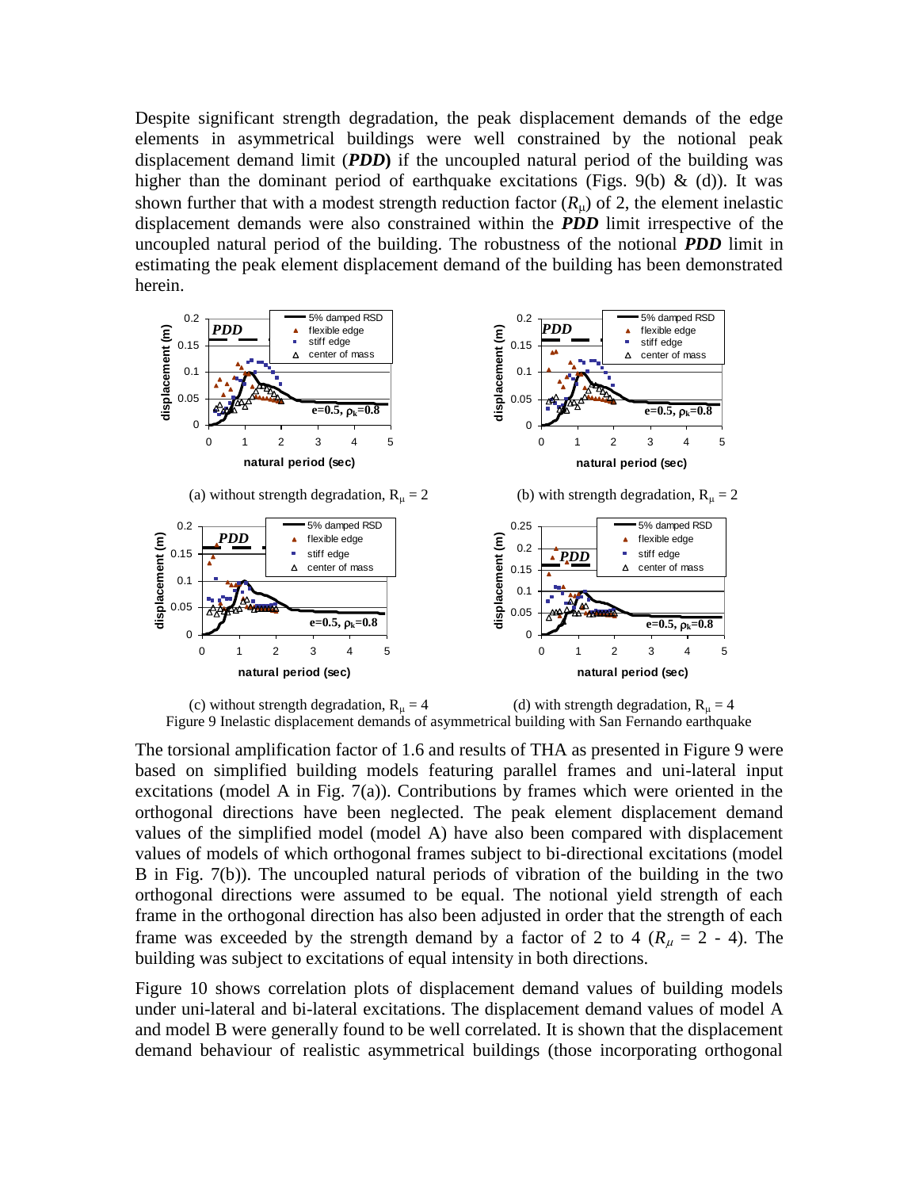Despite significant strength degradation, the peak displacement demands of the edge elements in asymmetrical buildings were well constrained by the notional peak displacement demand limit (***PDD***) if the uncoupled natural period of the building was higher than the dominant period of earthquake excitations (Figs. 9(b) & (d)). It was shown further that with a modest strength reduction factor ($R_\mu$) of 2, the element inelastic displacement demands were also constrained within the ***PDD*** limit irrespective of the uncoupled natural period of the building. The robustness of the notional ***PDD*** limit in estimating the peak element displacement demand of the building has been demonstrated herein.

(a) without strength degradation, $R_\mu = 2$

(b) with strength degradation, $R_\mu = 2$

(c) without strength degradation, $R_\mu = 4$

(d) with strength degradation, $R_\mu = 4$

Figure 9 Inelastic displacement demands of asymmetrical building with San Fernando earthquake

The torsional amplification factor of 1.6 and results of THA as presented in Figure 9 were based on simplified building models featuring parallel frames and uni-lateral input excitations (model A in Fig. 7(a)). Contributions by frames which were oriented in the orthogonal directions have been neglected. The peak element displacement demand values of the simplified model (model A) have also been compared with displacement values of models of which orthogonal frames subject to bi-directional excitations (model B in Fig. 7(b)). The uncoupled natural periods of vibration of the building in the two orthogonal directions were assumed to be equal. The notional yield strength of each frame in the orthogonal direction has also been adjusted in order that the strength of each frame was exceeded by the strength demand by a factor of 2 to 4 ($R_\mu$ = 2 - 4). The building was subject to excitations of equal intensity in both directions.

Figure 10 shows correlation plots of displacement demand values of building models under uni-lateral and bi-lateral excitations. The displacement demand values of model A and model B were generally found to be well correlated. It is shown that the displacement demand behaviour of realistic asymmetrical buildings (those incorporating orthogonal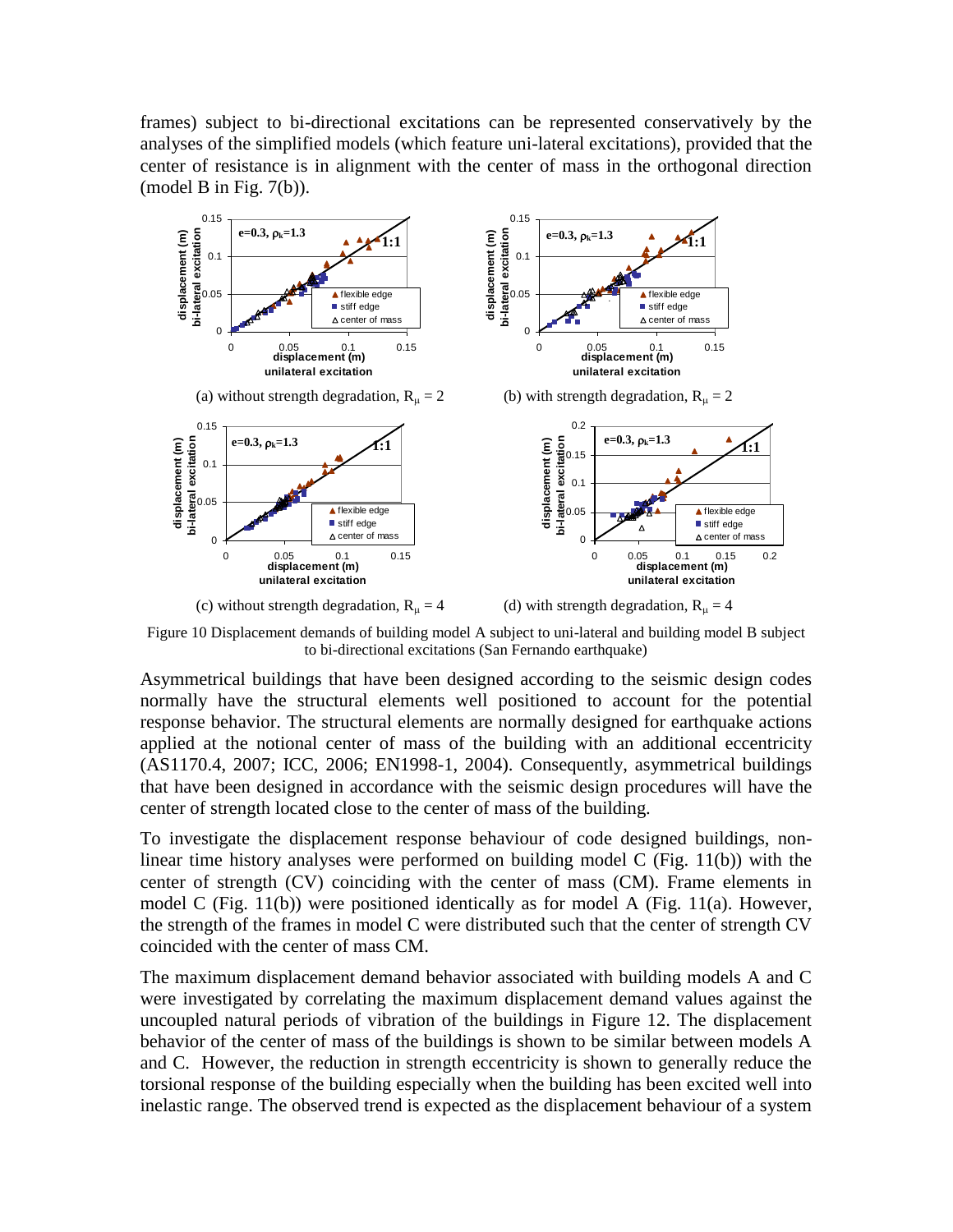frames) subject to bi-directional excitations can be represented conservatively by the analyses of the simplified models (which feature uni-lateral excitations), provided that the center of resistance is in alignment with the center of mass in the orthogonal direction (model B in Fig. 7(b)).

(a) without strength degradation, $R_\mu = 2$

(b) with strength degradation, $R_\mu = 2$

(c) without strength degradation, $R_\mu = 4$

(d) with strength degradation, $R_\mu = 4$

Figure 10 Displacement demands of building model A subject to uni-lateral and building model B subject to bi-directional excitations (San Fernando earthquake)

Asymmetrical buildings that have been designed according to the seismic design codes normally have the structural elements well positioned to account for the potential response behavior. The structural elements are normally designed for earthquake actions applied at the notional center of mass of the building with an additional eccentricity (AS1170.4, 2007; ICC, 2006; EN1998-1, 2004). Consequently, asymmetrical buildings that have been designed in accordance with the seismic design procedures will have the center of strength located close to the center of mass of the building.

To investigate the displacement response behaviour of code designed buildings, non-linear time history analyses were performed on building model C (Fig. 11(b)) with the center of strength (CV) coinciding with the center of mass (CM). Frame elements in model C (Fig. 11(b)) were positioned identically as for model A (Fig. 11(a). However, the strength of the frames in model C were distributed such that the center of strength CV coincided with the center of mass CM.

The maximum displacement demand behavior associated with building models A and C were investigated by correlating the maximum displacement demand values against the uncoupled natural periods of vibration of the buildings in Figure 12. The displacement behavior of the center of mass of the buildings is shown to be similar between models A and C. However, the reduction in strength eccentricity is shown to generally reduce the torsional response of the building especially when the building has been excited well into inelastic range. The observed trend is expected as the displacement behaviour of a system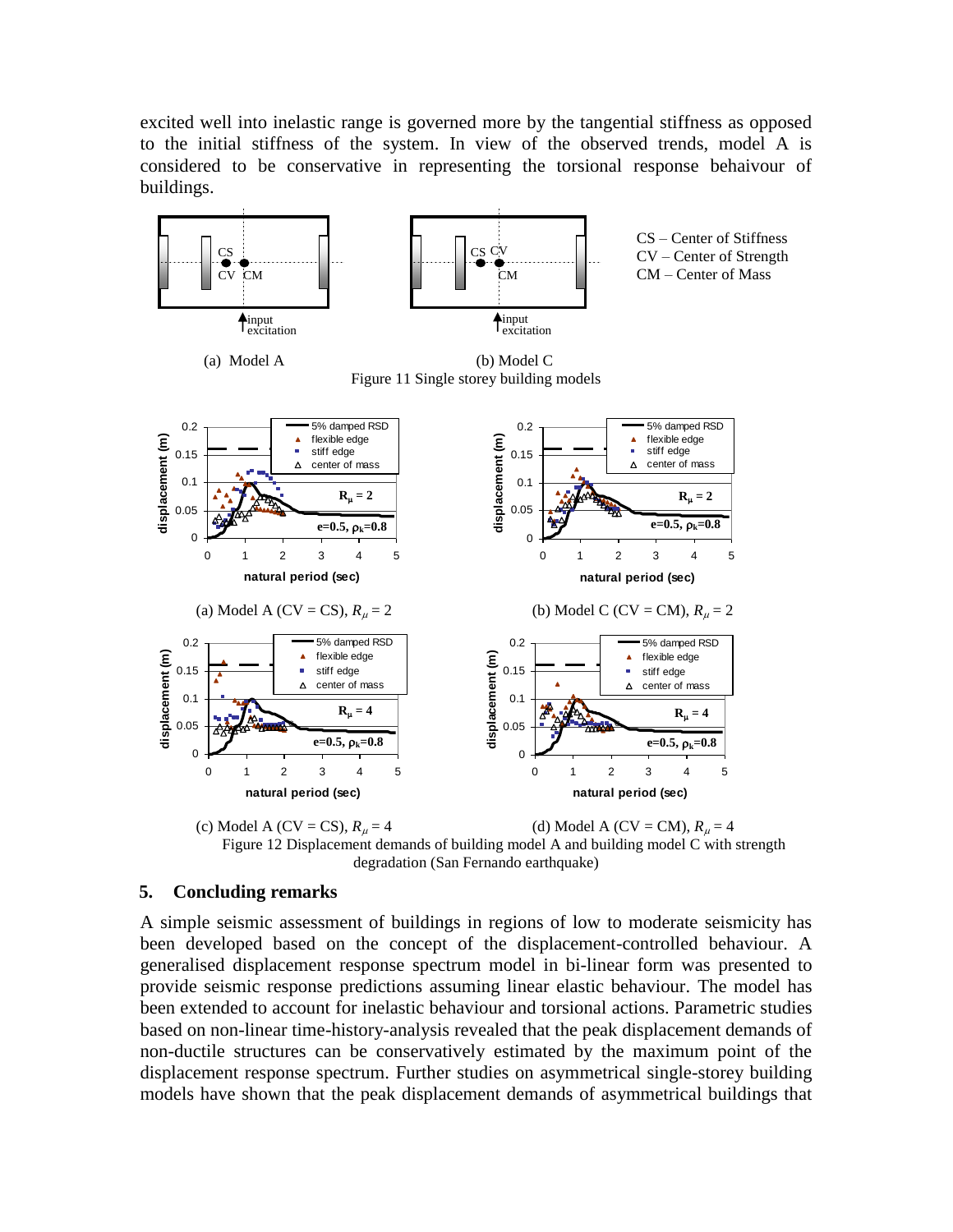excited well into inelastic range is governed more by the tangential stiffness as opposed to the initial stiffness of the system. In view of the observed trends, model A is considered to be conservative in representing the torsional response behaviour of buildings.

(a) Model A (b) Model C

Figure 11 Single storey building models

(a) Model A (CV = CS), $R_\mu = 2$

(b) Model C (CV = CM), $R_\mu = 2$

(c) Model A (CV = CS), $R_\mu = 4$

(d) Model A (CV = CM), $R_\mu = 4$

Figure 12 Displacement demands of building model A and building model C with strength degradation (San Fernando earthquake)

## 5. Concluding remarks

A simple seismic assessment of buildings in regions of low to moderate seismicity has been developed based on the concept of the displacement-controlled behaviour. A generalised displacement response spectrum model in bi-linear form was presented to provide seismic response predictions assuming linear elastic behaviour. The model has been extended to account for inelastic behaviour and torsional actions. Parametric studies based on non-linear time-history-analysis revealed that the peak displacement demands of non-ductile structures can be conservatively estimated by the maximum point of the displacement response spectrum. Further studies on asymmetrical single-storey building models have shown that the peak displacement demands of asymmetrical buildings that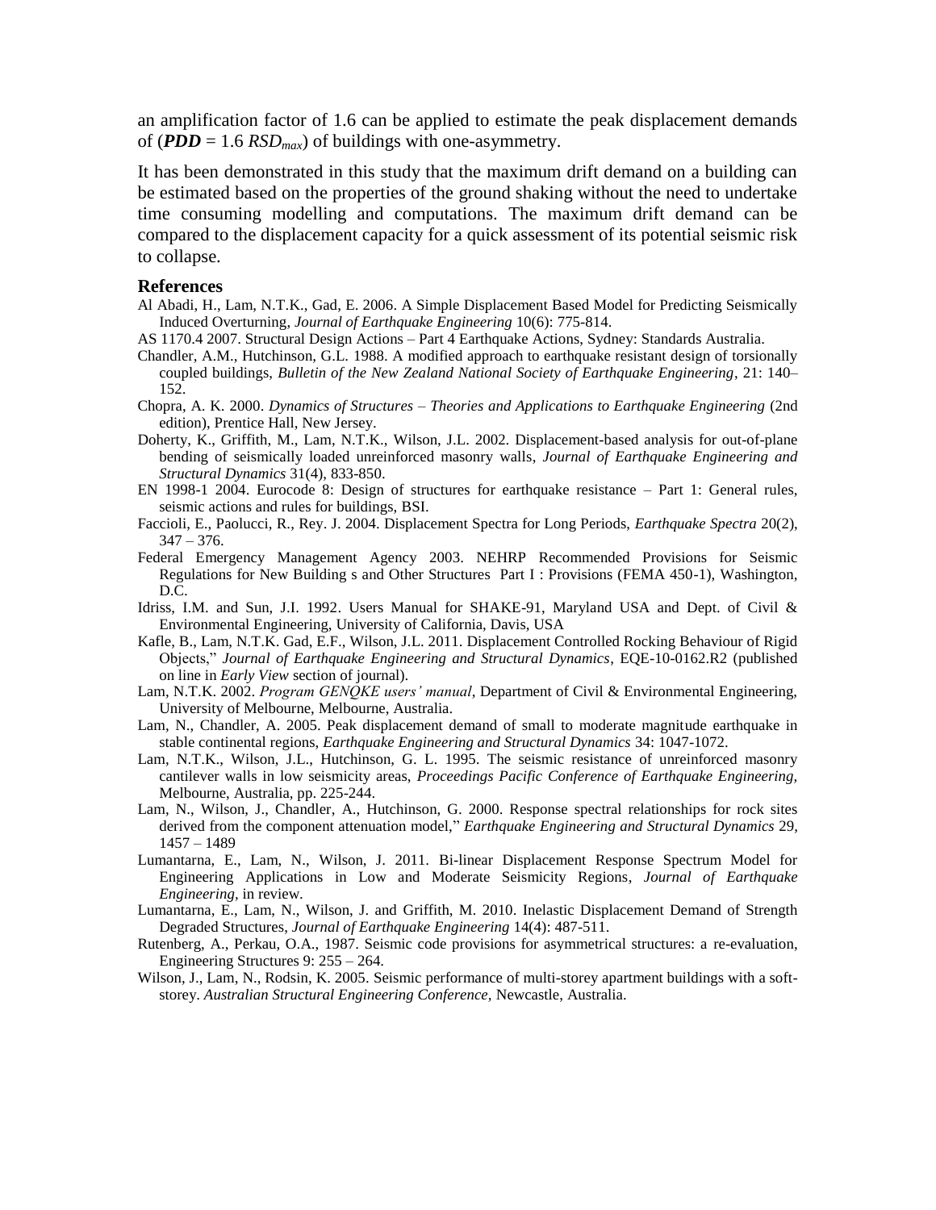an amplification factor of 1.6 can be applied to estimate the peak displacement demands of (***PDD*** = 1.6 $RSD_{max}$) of buildings with one-asymmetry.

It has been demonstrated in this study that the maximum drift demand on a building can be estimated based on the properties of the ground shaking without the need to undertake time consuming modelling and computations. The maximum drift demand can be compared to the displacement capacity for a quick assessment of its potential seismic risk to collapse.

## References

Al Abadi, H., Lam, N.T.K., Gad, E. 2006. A Simple Displacement Based Model for Predicting Seismically Induced Overturning, *Journal of Earthquake Engineering* 10(6): 775-814.

AS 1170.4 2007. Structural Design Actions – Part 4 Earthquake Actions, Sydney: Standards Australia.

Chandler, A.M., Hutchinson, G.L. 1988. A modified approach to earthquake resistant design of torsionally coupled buildings, *Bulletin of the New Zealand National Society of Earthquake Engineering*, 21: 140–152.

Chopra, A. K. 2000. *Dynamics of Structures – Theories and Applications to Earthquake Engineering* (2nd edition), Prentice Hall, New Jersey.

Doherty, K., Griffith, M., Lam, N.T.K., Wilson, J.L. 2002. Displacement-based analysis for out-of-plane bending of seismically loaded unreinforced masonry walls, *Journal of Earthquake Engineering and Structural Dynamics* 31(4), 833-850.

EN 1998-1 2004. Eurocode 8: Design of structures for earthquake resistance – Part 1: General rules, seismic actions and rules for buildings, BSI.

Faccioli, E., Paolucci, R., Rey. J. 2004. Displacement Spectra for Long Periods, *Earthquake Spectra* 20(2), 347 – 376.

Federal Emergency Management Agency 2003. NEHRP Recommended Provisions for Seismic Regulations for New Building s and Other Structures Part I : Provisions (FEMA 450-1), Washington, D.C.

Idriss, I.M. and Sun, J.I. 1992. Users Manual for SHAKE-91, Maryland USA and Dept. of Civil & Environmental Engineering, University of California, Davis, USA

Kafle, B., Lam, N.T.K. Gad, E.F., Wilson, J.L. 2011. Displacement Controlled Rocking Behaviour of Rigid Objects," *Journal of Earthquake Engineering and Structural Dynamics*, EQE-10-0162.R2 (published on line in *Early View* section of journal).

Lam, N.T.K. 2002. *Program GENQKE users' manual*, Department of Civil & Environmental Engineering, University of Melbourne, Melbourne, Australia.

Lam, N., Chandler, A. 2005. Peak displacement demand of small to moderate magnitude earthquake in stable continental regions, *Earthquake Engineering and Structural Dynamics* 34: 1047-1072.

Lam, N.T.K., Wilson, J.L., Hutchinson, G. L. 1995. The seismic resistance of unreinforced masonry cantilever walls in low seismicity areas, *Proceedings Pacific Conference of Earthquake Engineering*, Melbourne, Australia, pp. 225-244.

Lam, N., Wilson, J., Chandler, A., Hutchinson, G. 2000. Response spectral relationships for rock sites derived from the component attenuation model," *Earthquake Engineering and Structural Dynamics* 29, 1457 – 1489

Lumantarna, E., Lam, N., Wilson, J. 2011. Bi-linear Displacement Response Spectrum Model for Engineering Applications in Low and Moderate Seismicity Regions, *Journal of Earthquake Engineering*, in review.

Lumantarna, E., Lam, N., Wilson, J. and Griffith, M. 2010. Inelastic Displacement Demand of Strength Degraded Structures, *Journal of Earthquake Engineering* 14(4): 487-511.

Rutenberg, A., Perkau, O.A., 1987. Seismic code provisions for asymmetrical structures: a re-evaluation, Engineering Structures 9: 255 – 264.

Wilson, J., Lam, N., Rodsin, K. 2005. Seismic performance of multi-storey apartment buildings with a soft-storey. *Australian Structural Engineering Conference*, Newcastle, Australia.